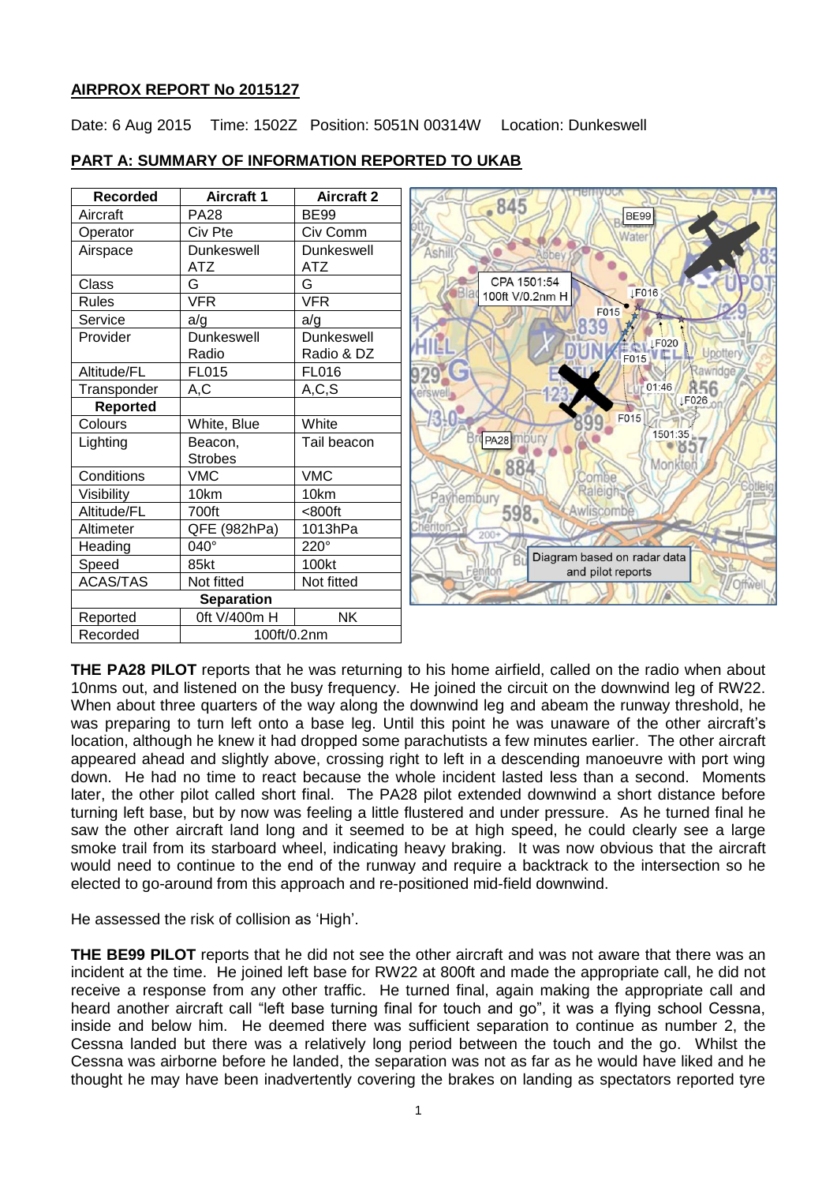**AIRPROX REPORT No 2015127**

Date: 6 Aug 2015 Time: 1502Z Position: 5051N 00314W Location: Dunkeswell

**PART A: SUMMARY OF INFORMATION REPORTED TO UKAB**

| Recorded | Aircraft 1 | Aircraft 2 |
|---|---|---|
| Aircraft | PA28 | BE99 |
| Operator | Civ Pte | Civ Comm |
| Airspace | Dunkeswell ATZ | Dunkeswell ATZ |
| Class | G | G |
| Rules | VFR | VFR |
| Service | a/g | a/g |
| Provider | Dunkeswell Radio | Dunkeswell Radio & DZ |
| Altitude/FL | FL015 | FL016 |
| Transponder | A,C | A,C,S |
| **Reported** | | |
| Colours | White, Blue | White |
| Lighting | Beacon, Strobes | Tail beacon |
| Conditions | VMC | VMC |
| Visibility | 10km | 10km |
| Altitude/FL | 700ft | <800ft |
| Altimeter | QFE (982hPa) | 1013hPa |
| Heading | 040° | 220° |
| Speed | 85kt | 100kt |
| ACAS/TAS | Not fitted | Not fitted |
| **Separation** | | |
| Reported | 0ft V/400m H | NK |
| Recorded | 100ft/0.2nm | |

Diagram based on radar data and pilot reports

**THE PA28 PILOT** reports that he was returning to his home airfield, called on the radio when about 10nms out, and listened on the busy frequency. He joined the circuit on the downwind leg of RW22. When about three quarters of the way along the downwind leg and abeam the runway threshold, he was preparing to turn left onto a base leg. Until this point he was unaware of the other aircraft's location, although he knew it had dropped some parachutists a few minutes earlier. The other aircraft appeared ahead and slightly above, crossing right to left in a descending manoeuvre with port wing down. He had no time to react because the whole incident lasted less than a second. Moments later, the other pilot called short final. The PA28 pilot extended downwind a short distance before turning left base, but by now was feeling a little flustered and under pressure. As he turned final he saw the other aircraft land long and it seemed to be at high speed, he could clearly see a large smoke trail from its starboard wheel, indicating heavy braking. It was now obvious that the aircraft would need to continue to the end of the runway and require a backtrack to the intersection so he elected to go-around from this approach and re-positioned mid-field downwind.

He assessed the risk of collision as 'High'.

**THE BE99 PILOT** reports that he did not see the other aircraft and was not aware that there was an incident at the time. He joined left base for RW22 at 800ft and made the appropriate call, he did not receive a response from any other traffic. He turned final, again making the appropriate call and heard another aircraft call "left base turning final for touch and go", it was a flying school Cessna, inside and below him. He deemed there was sufficient separation to continue as number 2, the Cessna landed but there was a relatively long period between the touch and the go. Whilst the Cessna was airborne before he landed, the separation was not as far as he would have liked and he thought he may have been inadvertently covering the brakes on landing as spectators reported tyre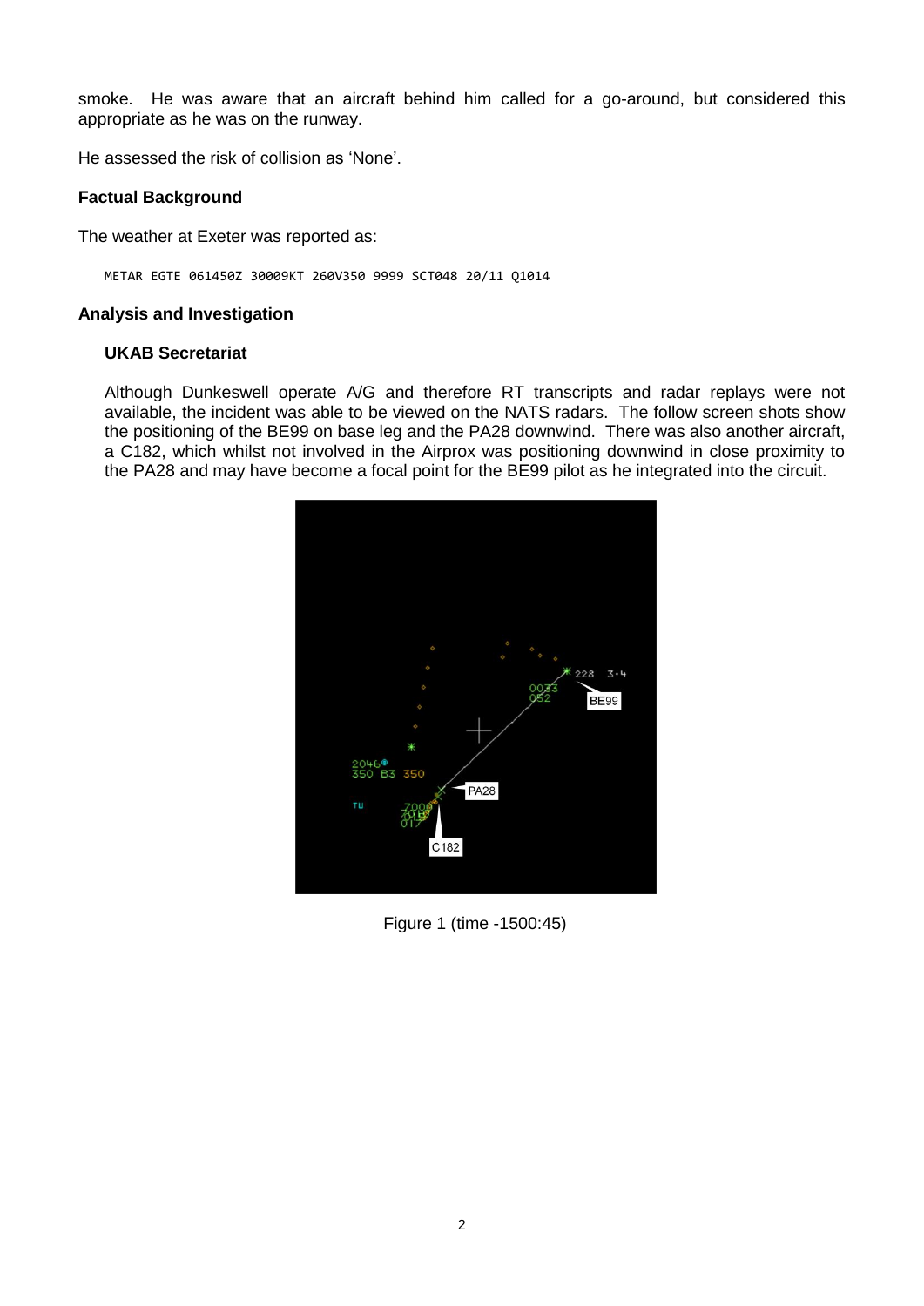smoke. He was aware that an aircraft behind him called for a go-around, but considered this appropriate as he was on the runway.

He assessed the risk of collision as 'None'.

### Factual Background

The weather at Exeter was reported as:

```
METAR EGTE 061450Z 30009KT 260V350 9999 SCT048 20/11 Q1014
```

### Analysis and Investigation

#### UKAB Secretariat

Although Dunkeswell operate A/G and therefore RT transcripts and radar replays were not available, the incident was able to be viewed on the NATS radars. The follow screen shots show the positioning of the BE99 on base leg and the PA28 downwind. There was also another aircraft, a C182, which whilst not involved in the Airprox was positioning downwind in close proximity to the PA28 and may have become a focal point for the BE99 pilot as he integrated into the circuit.

Figure 1 (time -1500:45)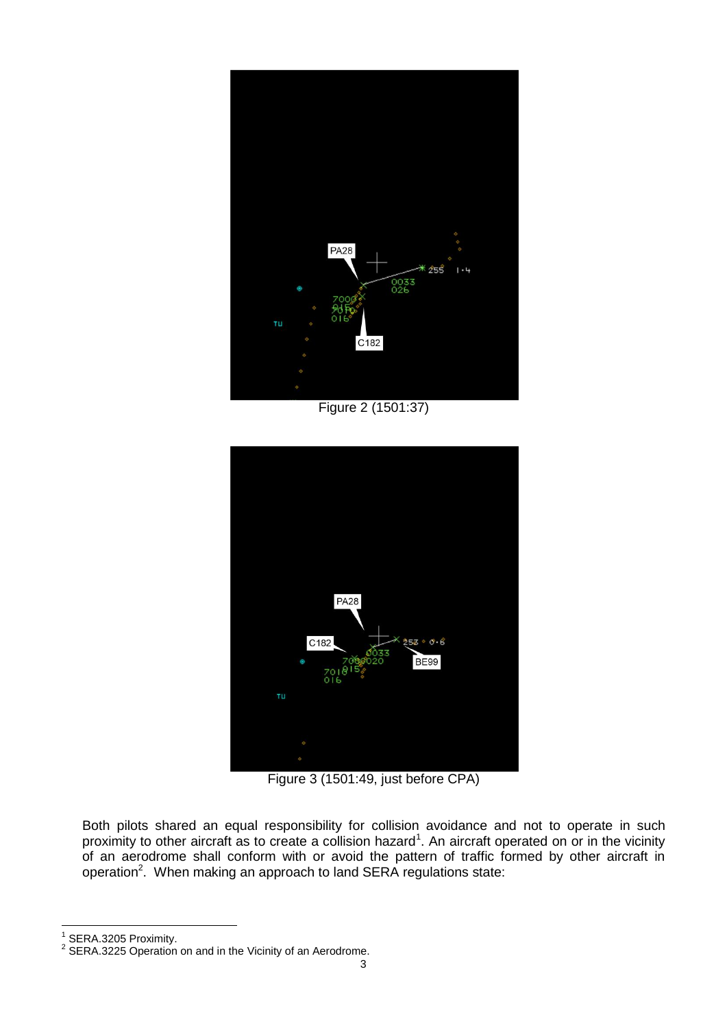Figure 2 (1501:37)

Figure 3 (1501:49, just before CPA)

Both pilots shared an equal responsibility for collision avoidance and not to operate in such proximity to other aircraft as to create a collision hazard[1]. An aircraft operated on or in the vicinity of an aerodrome shall conform with or avoid the pattern of traffic formed by other aircraft in operation[2]. When making an approach to land SERA regulations state:

---

[1] SERA.3205 Proximity.

[2] SERA.3225 Operation on and in the Vicinity of an Aerodrome.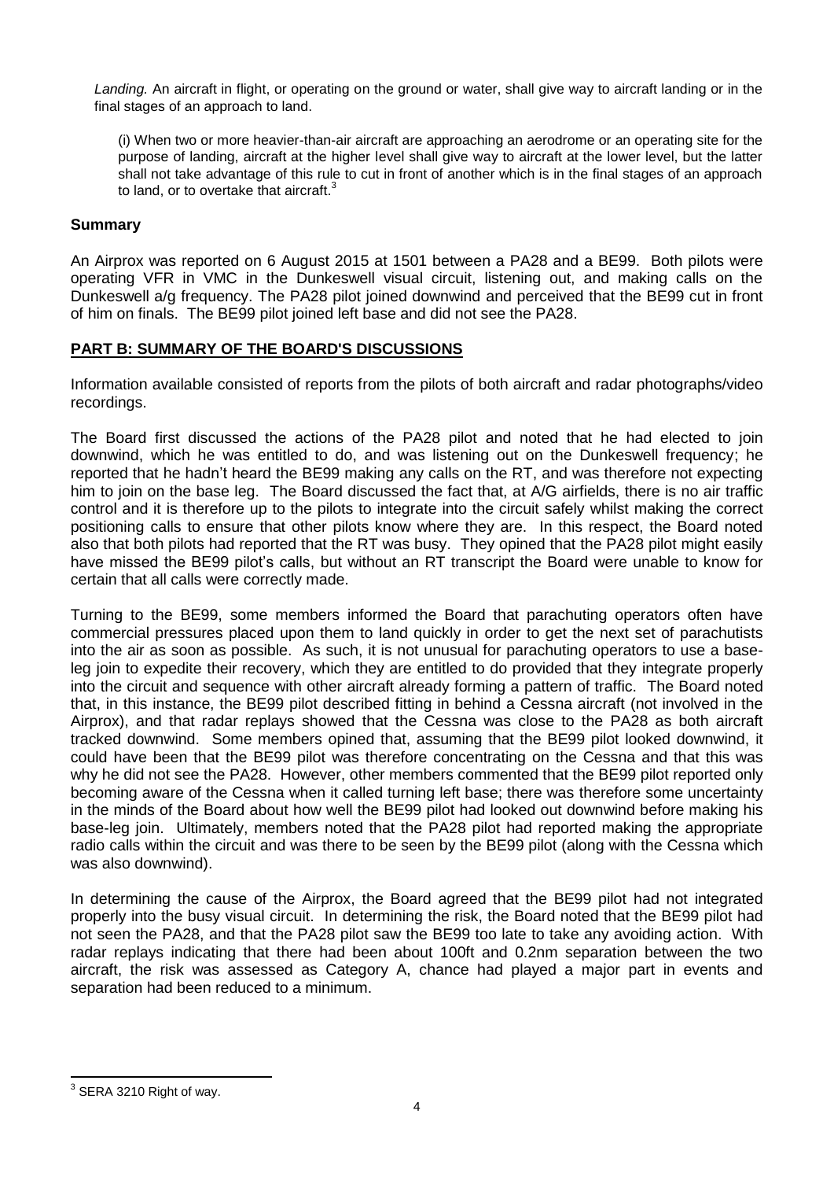*Landing.* An aircraft in flight, or operating on the ground or water, shall give way to aircraft landing or in the final stages of an approach to land.

(i) When two or more heavier-than-air aircraft are approaching an aerodrome or an operating site for the purpose of landing, aircraft at the higher level shall give way to aircraft at the lower level, but the latter shall not take advantage of this rule to cut in front of another which is in the final stages of an approach to land, or to overtake that aircraft.[3]

## Summary

An Airprox was reported on 6 August 2015 at 1501 between a PA28 and a BE99. Both pilots were operating VFR in VMC in the Dunkeswell visual circuit, listening out, and making calls on the Dunkeswell a/g frequency. The PA28 pilot joined downwind and perceived that the BE99 cut in front of him on finals. The BE99 pilot joined left base and did not see the PA28.

## PART B: SUMMARY OF THE BOARD'S DISCUSSIONS

Information available consisted of reports from the pilots of both aircraft and radar photographs/video recordings.

The Board first discussed the actions of the PA28 pilot and noted that he had elected to join downwind, which he was entitled to do, and was listening out on the Dunkeswell frequency; he reported that he hadn't heard the BE99 making any calls on the RT, and was therefore not expecting him to join on the base leg. The Board discussed the fact that, at A/G airfields, there is no air traffic control and it is therefore up to the pilots to integrate into the circuit safely whilst making the correct positioning calls to ensure that other pilots know where they are. In this respect, the Board noted also that both pilots had reported that the RT was busy. They opined that the PA28 pilot might easily have missed the BE99 pilot's calls, but without an RT transcript the Board were unable to know for certain that all calls were correctly made.

Turning to the BE99, some members informed the Board that parachuting operators often have commercial pressures placed upon them to land quickly in order to get the next set of parachutists into the air as soon as possible. As such, it is not unusual for parachuting operators to use a base-leg join to expedite their recovery, which they are entitled to do provided that they integrate properly into the circuit and sequence with other aircraft already forming a pattern of traffic. The Board noted that, in this instance, the BE99 pilot described fitting in behind a Cessna aircraft (not involved in the Airprox), and that radar replays showed that the Cessna was close to the PA28 as both aircraft tracked downwind. Some members opined that, assuming that the BE99 pilot looked downwind, it could have been that the BE99 pilot was therefore concentrating on the Cessna and that this was why he did not see the PA28. However, other members commented that the BE99 pilot reported only becoming aware of the Cessna when it called turning left base; there was therefore some uncertainty in the minds of the Board about how well the BE99 pilot had looked out downwind before making his base-leg join. Ultimately, members noted that the PA28 pilot had reported making the appropriate radio calls within the circuit and was there to be seen by the BE99 pilot (along with the Cessna which was also downwind).

In determining the cause of the Airprox, the Board agreed that the BE99 pilot had not integrated properly into the busy visual circuit. In determining the risk, the Board noted that the BE99 pilot had not seen the PA28, and that the PA28 pilot saw the BE99 too late to take any avoiding action. With radar replays indicating that there had been about 100ft and 0.2nm separation between the two aircraft, the risk was assessed as Category A, chance had played a major part in events and separation had been reduced to a minimum.

---

[3] SERA 3210 Right of way.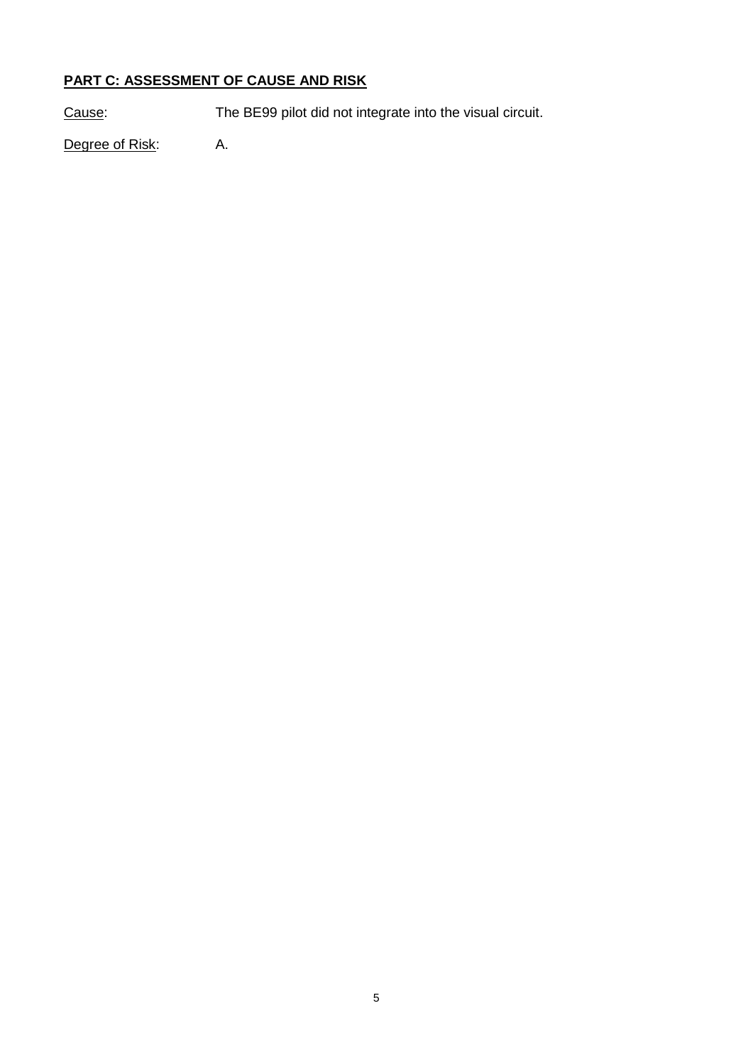**PART C: ASSESSMENT OF CAUSE AND RISK**

Cause: The BE99 pilot did not integrate into the visual circuit.

Degree of Risk: A.